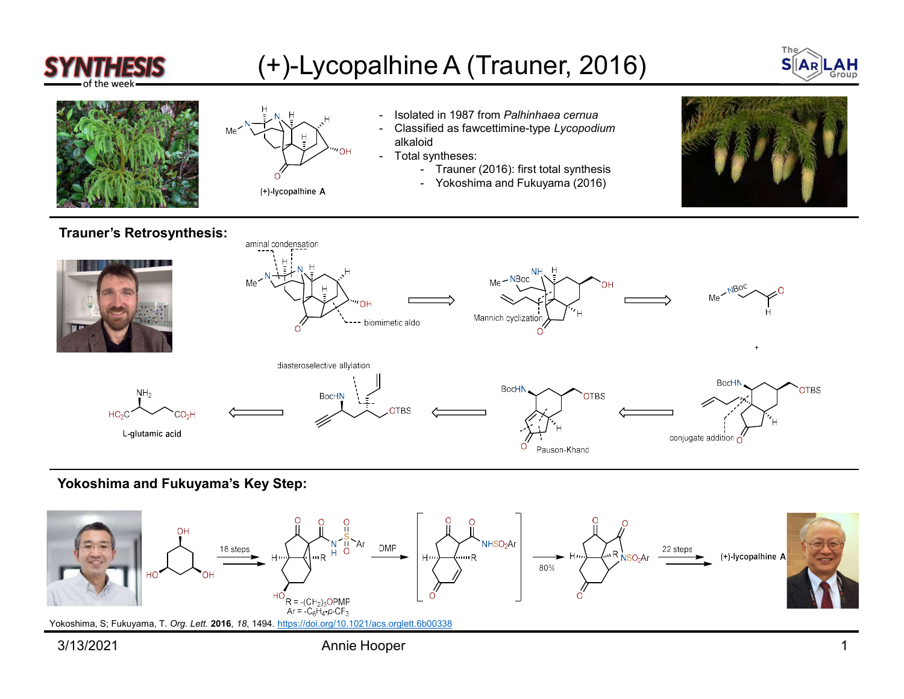# (+)-Lycopalhine A (Trauner, 2016)

(+)-lycopalhine A

- Isolated in 1987 from *Palhinhaea cernua*
- Classified as fawcettimine-type *Lycopodium* alkaloid
- Total syntheses:
  - Trauner (2016): first total synthesis
  - Yokoshima and Fukuyama (2016)

## Trauner's Retrosynthesis:

aminal condensation

biomimetic aldol

Mannich cyclization

diasteroselective allylation

Pauson-Khand

conjugate addition

L-glutamic acid

## Yokoshima and Fukuyama's Key Step:

18 steps

DMP

80%

22 steps

(+)-lycopalhine A

R = $-(CH_2)_3OPMP$
Ar = $-C_6H_4$-$p$-$CF_3$

Yokoshima, S; Fukuyama, T. *Org. Lett.* **2016**, *18*, 1494. https://doi.org/10.1021/acs.orglett.6b00338

3/13/2021 Annie Hooper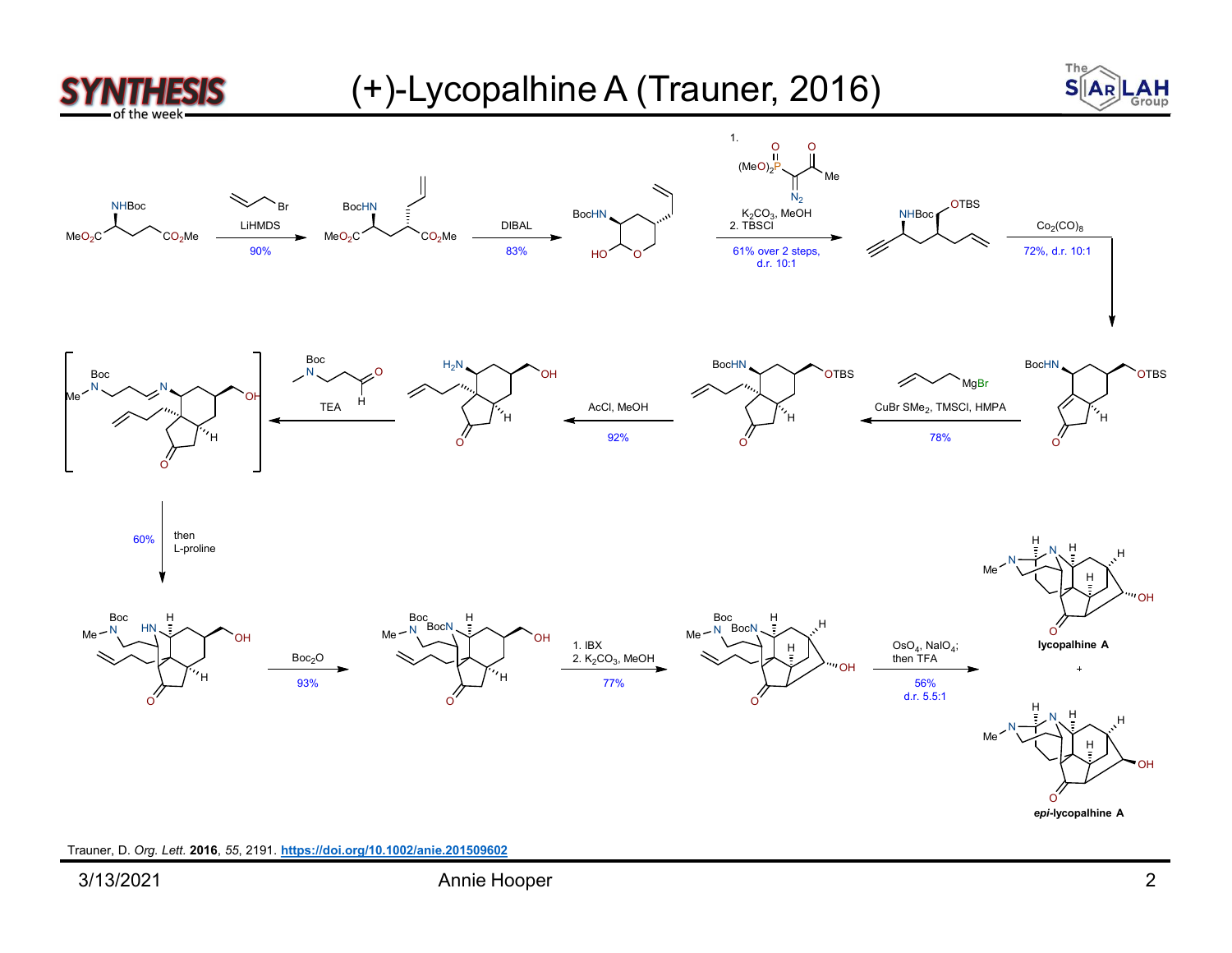# (+)-Lycopalhine A (Trauner, 2016)

LiHMDS

90%

DIBAL

83%

1. $(MeO)_2P(O)C(N_2)C(O)Me$, $K_2CO_3$, MeOH
2. TBSCl

61% over 2 steps, d.r. 10:1

$Co_2(CO)_8$

72%, d.r. 10:1

CuBr $SMe_2$, TMSCl, HMPA

78%

AcCl, MeOH

92%

TEA

60%

then L-proline

$Boc_2O$

93%

1. IBX
2. $K_2CO_3$, MeOH

77%

$OsO_4$, $NaIO_4$; then TFA

56%
d.r. 5.5:1

**lycopalhine A**

+

***epi*-lycopalhine A**

Trauner, D. *Org. Lett.* **2016**, *55*, 2191. https://doi.org/10.1002/anie.201509602

3/13/2021

Annie Hooper